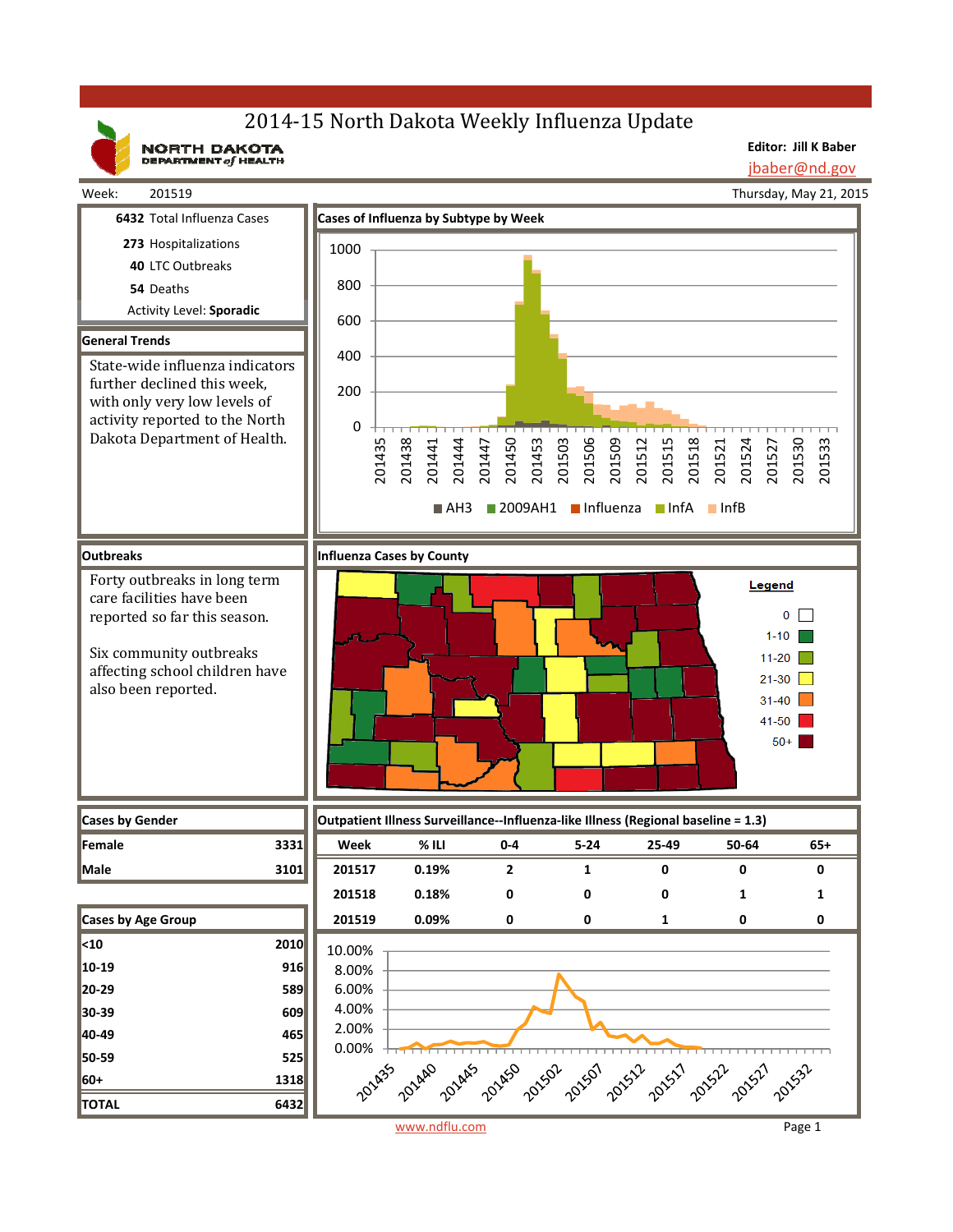# 2014-15 North Dakota Weekly Influenza Update

NORTH DAKOTA DEPARTMENT of HEALTH

**Editor: Jill K Baber**
jbaber@nd.gov

Week: 201519

Thursday, May 21, 2015

**6432** Total Influenza Cases

**273** Hospitalizations

**40** LTC Outbreaks

**54** Deaths

Activity Level: **Sporadic**

## General Trends

State-wide influenza indicators further declined this week, with only very low levels of activity reported to the North Dakota Department of Health.

## Cases of Influenza by Subtype by Week

## Outbreaks

Forty outbreaks in long term care facilities have been reported so far this season.

Six community outbreaks affecting school children have also been reported.

## Influenza Cases by County

Legend: 0; 1-10; 11-20; 21-30; 31-40; 41-50; 50+

## Cases by Gender

| Cases by Gender | |
|---|---|
| Female | 3331 |
| Male | 3101 |

## Outpatient Illness Surveillance--Influenza-like Illness (Regional baseline = 1.3)

| Week | % ILI | 0-4 | 5-24 | 25-49 | 50-64 | 65+ |
|---|---|---|---|---|---|---|
| 201517 | 0.19% | 2 | 1 | 0 | 0 | 0 |
| 201518 | 0.18% | 0 | 0 | 0 | 1 | 1 |
| 201519 | 0.09% | 0 | 0 | 1 | 0 | 0 |

## Cases by Age Group

| Cases by Age Group | |
|---|---|
| <10 | 2010 |
| 10-19 | 916 |
| 20-29 | 589 |
| 30-39 | 609 |
| 40-49 | 465 |
| 50-59 | 525 |
| 60+ | 1318 |
| TOTAL | 6432 |

www.ndflu.com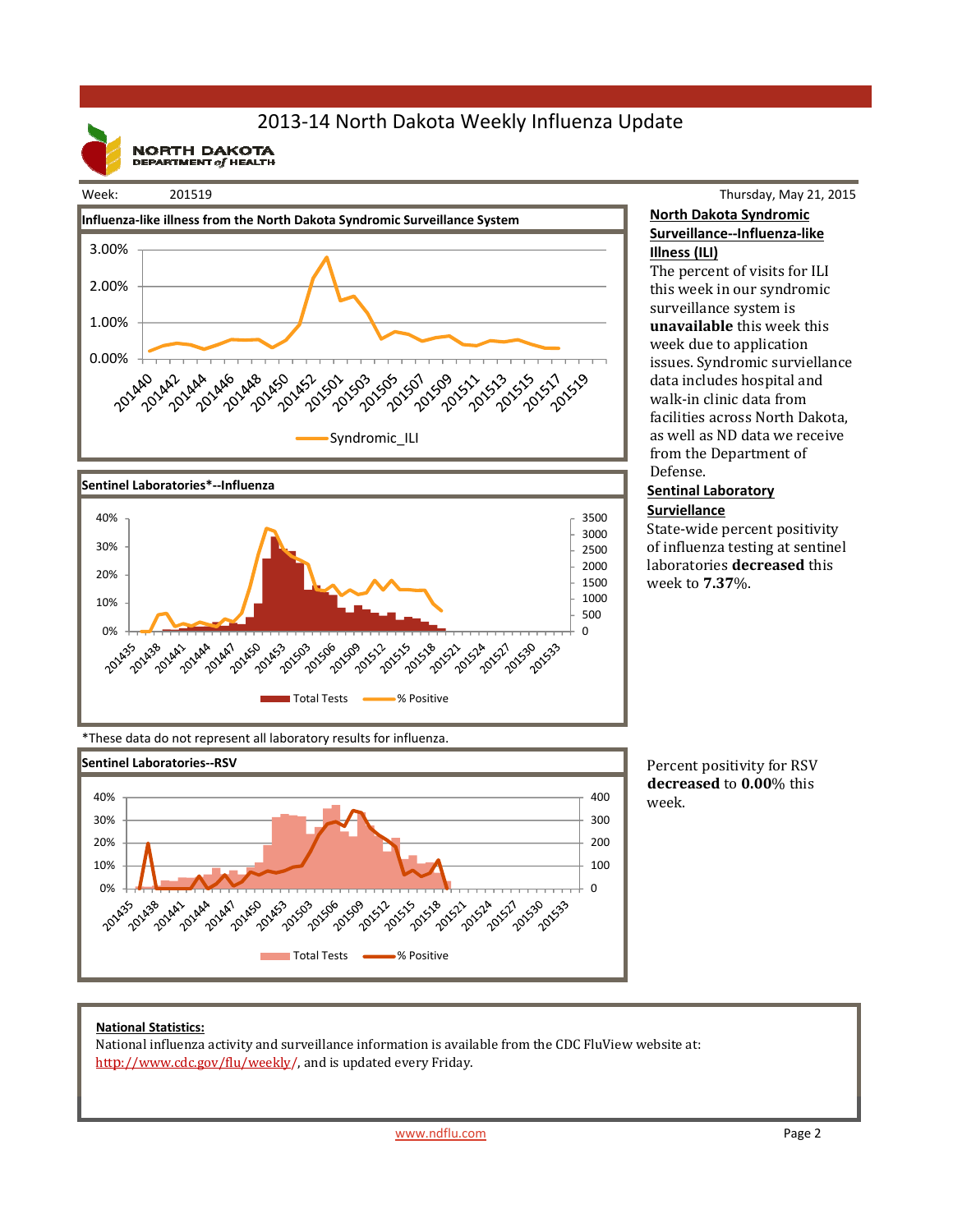# 2013-14 North Dakota Weekly Influenza Update

NORTH DAKOTA DEPARTMENT of HEALTH

Week: 201519

Thursday, May 21, 2015

**Influenza-like illness from the North Dakota Syndromic Surveillance System**

**North Dakota Syndromic Surveillance--Influenza-like Illness (ILI)**

The percent of visits for ILI this week in our syndromic surveillance system is **unavailable** this week this week due to application issues. Syndromic surviellance data includes hospital and walk-in clinic data from facilities across North Dakota, as well as ND data we receive from the Department of Defense.

**Sentinel Laboratories*--Influenza**

**Sentinal Laboratory Surviellance**

State-wide percent positivity of influenza testing at sentinel laboratories **decreased** this week to **7.37**%.

*These data do not represent all laboratory results for influenza.

**Sentinel Laboratories--RSV**

Percent positivity for RSV **decreased** to **0.00**% this week.

**National Statistics:**

National influenza activity and surveillance information is available from the CDC FluView website at: http://www.cdc.gov/flu/weekly/, and is updated every Friday.

www.ndflu.com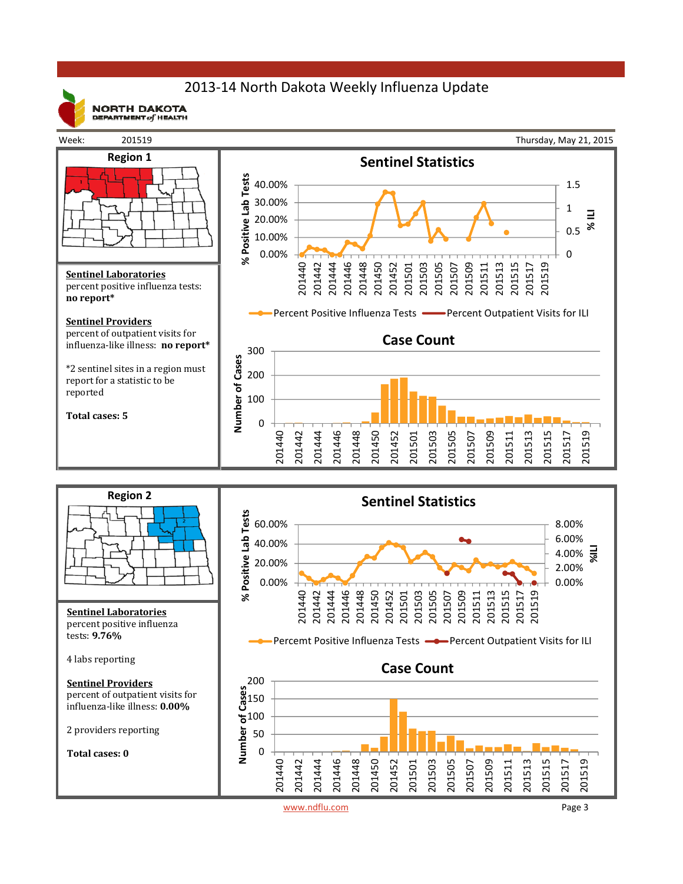# 2013-14 North Dakota Weekly Influenza Update

NORTH DAKOTA DEPARTMENT of HEALTH

Week: 201519 | Thursday, May 21, 2015

## Region 1

**Sentinel Laboratories**
percent positive influenza tests:
**no report***

**Sentinel Providers**
percent of outpatient visits for influenza-like illness: **no report***

*2 sentinel sites in a region must report for a statistic to be reported

**Total cases: 5**

### Sentinel Statistics

Percent Positive Influenza Tests — Percent Outpatient Visits for ILI

### Case Count

## Region 2

**Sentinel Laboratories**
percent positive influenza tests: **9.76%**

4 labs reporting

**Sentinel Providers**
percent of outpatient visits for influenza-like illness: **0.00%**

2 providers reporting

**Total cases: 0**

### Sentinel Statistics

Percemt Positive Influenza Tests — Percent Outpatient Visits for ILI

### Case Count

www.ndflu.com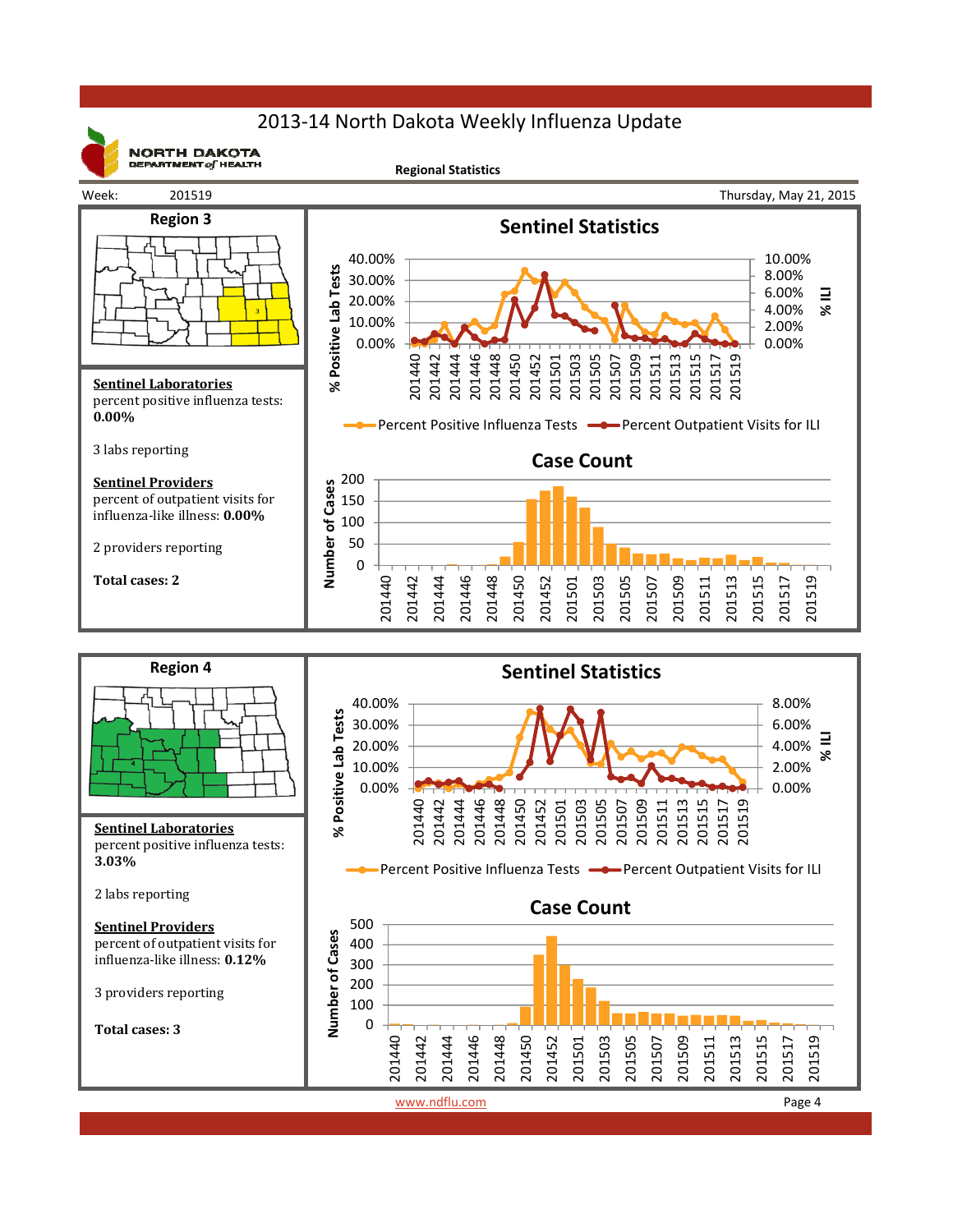# 2013-14 North Dakota Weekly Influenza Update

NORTH DAKOTA DEPARTMENT of HEALTH

**Regional Statistics**

Week: 201519

Thursday, May 21, 2015

## Region 3

**Sentinel Laboratories**
percent positive influenza tests:
**0.00%**

3 labs reporting

**Sentinel Providers**
percent of outpatient visits for influenza-like illness: **0.00%**

2 providers reporting

**Total cases: 2**

### Sentinel Statistics

% Positive Lab Tests
40.00%
30.00%
20.00%
10.00%
0.00%

% ILI
10.00%
8.00%
6.00%
4.00%
2.00%
0.00%

201440 201442 201444 201446 201448 201450 201452 201501 201503 201505 201507 201509 201511 201513 201515 201517 201519

Percent Positive Influenza Tests
Percent Outpatient Visits for ILI

### Case Count

Number of Cases
200
150
100
50
0

201440 201442 201444 201446 201448 201450 201452 201501 201503 201505 201507 201509 201511 201513 201515 201517 201519

## Region 4

**Sentinel Laboratories**
percent positive influenza tests:
**3.03%**

2 labs reporting

**Sentinel Providers**
percent of outpatient visits for influenza-like illness: **0.12%**

3 providers reporting

**Total cases: 3**

### Sentinel Statistics

% Positive Lab Tests
40.00%
30.00%
20.00%
10.00%
0.00%

% ILI
8.00%
6.00%
4.00%
2.00%
0.00%

201440 201442 201444 201446 201448 201450 201452 201501 201503 201505 201507 201509 201511 201513 201515 201517 201519

Percent Positive Influenza Tests
Percent Outpatient Visits for ILI

### Case Count

Number of Cases
500
400
300
200
100
0

201440 201442 201444 201446 201448 201450 201452 201501 201503 201505 201507 201509 201511 201513 201515 201517 201519

www.ndflu.com